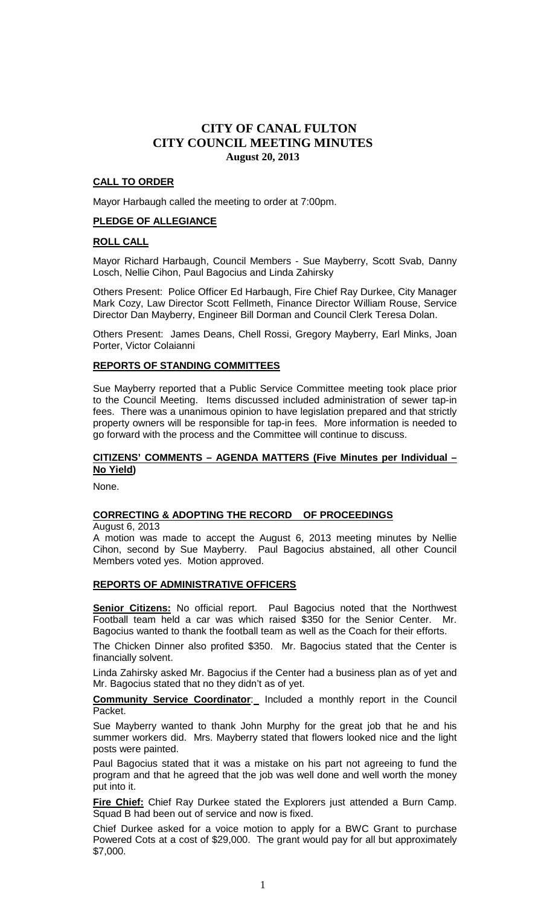# CITY OF CANAL FULTON
# CITY COUNCIL MEETING MINUTES
### August 20, 2013

## CALL TO ORDER

Mayor Harbaugh called the meeting to order at 7:00pm.

## PLEDGE OF ALLEGIANCE

## ROLL CALL

Mayor Richard Harbaugh, Council Members - Sue Mayberry, Scott Svab, Danny Losch, Nellie Cihon, Paul Bagocius and Linda Zahirsky

Others Present: Police Officer Ed Harbaugh, Fire Chief Ray Durkee, City Manager Mark Cozy, Law Director Scott Fellmeth, Finance Director William Rouse, Service Director Dan Mayberry, Engineer Bill Dorman and Council Clerk Teresa Dolan.

Others Present: James Deans, Chell Rossi, Gregory Mayberry, Earl Minks, Joan Porter, Victor Colaianni

## REPORTS OF STANDING COMMITTEES

Sue Mayberry reported that a Public Service Committee meeting took place prior to the Council Meeting. Items discussed included administration of sewer tap-in fees. There was a unanimous opinion to have legislation prepared and that strictly property owners will be responsible for tap-in fees. More information is needed to go forward with the process and the Committee will continue to discuss.

## CITIZENS' COMMENTS – AGENDA MATTERS (Five Minutes per Individual – No Yield)

None.

## CORRECTING & ADOPTING THE RECORD OF PROCEEDINGS

August 6, 2013

A motion was made to accept the August 6, 2013 meeting minutes by Nellie Cihon, second by Sue Mayberry. Paul Bagocius abstained, all other Council Members voted yes. Motion approved.

## REPORTS OF ADMINISTRATIVE OFFICERS

**Senior Citizens:** No official report. Paul Bagocius noted that the Northwest Football team held a car was which raised $350 for the Senior Center. Mr. Bagocius wanted to thank the football team as well as the Coach for their efforts.

The Chicken Dinner also profited $350. Mr. Bagocius stated that the Center is financially solvent.

Linda Zahirsky asked Mr. Bagocius if the Center had a business plan as of yet and Mr. Bagocius stated that no they didn't as of yet.

**Community Service Coordinator**: Included a monthly report in the Council Packet.

Sue Mayberry wanted to thank John Murphy for the great job that he and his summer workers did. Mrs. Mayberry stated that flowers looked nice and the light posts were painted.

Paul Bagocius stated that it was a mistake on his part not agreeing to fund the program and that he agreed that the job was well done and well worth the money put into it.

**Fire Chief:** Chief Ray Durkee stated the Explorers just attended a Burn Camp. Squad B had been out of service and now is fixed.

Chief Durkee asked for a voice motion to apply for a BWC Grant to purchase Powered Cots at a cost of $29,000. The grant would pay for all but approximately $7,000.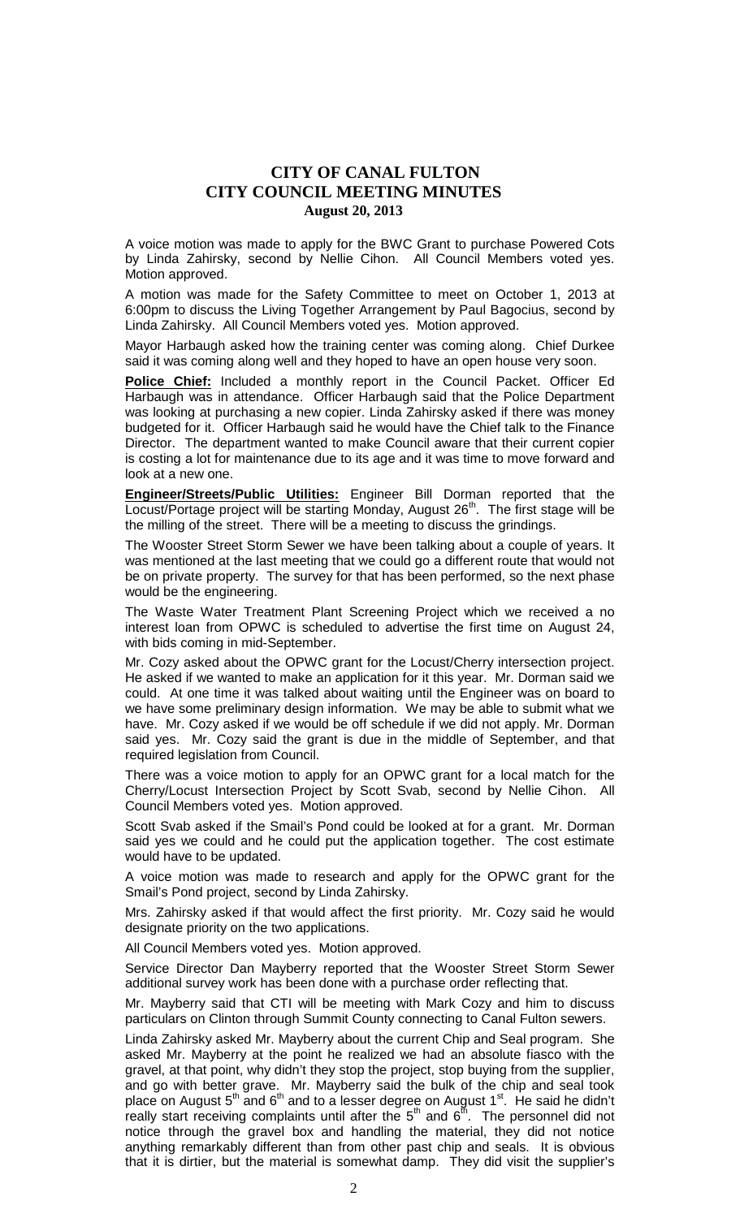# CITY OF CANAL FULTON
# CITY COUNCIL MEETING MINUTES
### August 20, 2013

A voice motion was made to apply for the BWC Grant to purchase Powered Cots by Linda Zahirsky, second by Nellie Cihon. All Council Members voted yes. Motion approved.

A motion was made for the Safety Committee to meet on October 1, 2013 at 6:00pm to discuss the Living Together Arrangement by Paul Bagocius, second by Linda Zahirsky. All Council Members voted yes. Motion approved.

Mayor Harbaugh asked how the training center was coming along. Chief Durkee said it was coming along well and they hoped to have an open house very soon.

**Police Chief:** Included a monthly report in the Council Packet. Officer Ed Harbaugh was in attendance. Officer Harbaugh said that the Police Department was looking at purchasing a new copier. Linda Zahirsky asked if there was money budgeted for it. Officer Harbaugh said he would have the Chief talk to the Finance Director. The department wanted to make Council aware that their current copier is costing a lot for maintenance due to its age and it was time to move forward and look at a new one.

**Engineer/Streets/Public Utilities:** Engineer Bill Dorman reported that the Locust/Portage project will be starting Monday, August 26th. The first stage will be the milling of the street. There will be a meeting to discuss the grindings.

The Wooster Street Storm Sewer we have been talking about a couple of years. It was mentioned at the last meeting that we could go a different route that would not be on private property. The survey for that has been performed, so the next phase would be the engineering.

The Waste Water Treatment Plant Screening Project which we received a no interest loan from OPWC is scheduled to advertise the first time on August 24, with bids coming in mid-September.

Mr. Cozy asked about the OPWC grant for the Locust/Cherry intersection project. He asked if we wanted to make an application for it this year. Mr. Dorman said we could. At one time it was talked about waiting until the Engineer was on board to we have some preliminary design information. We may be able to submit what we have. Mr. Cozy asked if we would be off schedule if we did not apply. Mr. Dorman said yes. Mr. Cozy said the grant is due in the middle of September, and that required legislation from Council.

There was a voice motion to apply for an OPWC grant for a local match for the Cherry/Locust Intersection Project by Scott Svab, second by Nellie Cihon. All Council Members voted yes. Motion approved.

Scott Svab asked if the Smail's Pond could be looked at for a grant. Mr. Dorman said yes we could and he could put the application together. The cost estimate would have to be updated.

A voice motion was made to research and apply for the OPWC grant for the Smail's Pond project, second by Linda Zahirsky.

Mrs. Zahirsky asked if that would affect the first priority. Mr. Cozy said he would designate priority on the two applications.

All Council Members voted yes. Motion approved.

Service Director Dan Mayberry reported that the Wooster Street Storm Sewer additional survey work has been done with a purchase order reflecting that.

Mr. Mayberry said that CTI will be meeting with Mark Cozy and him to discuss particulars on Clinton through Summit County connecting to Canal Fulton sewers.

Linda Zahirsky asked Mr. Mayberry about the current Chip and Seal program. She asked Mr. Mayberry at the point he realized we had an absolute fiasco with the gravel, at that point, why didn't they stop the project, stop buying from the supplier, and go with better grave. Mr. Mayberry said the bulk of the chip and seal took place on August 5th and 6th and to a lesser degree on August 1st. He said he didn't really start receiving complaints until after the 5th and 6th. The personnel did not notice through the gravel box and handling the material, they did not notice anything remarkably different than from other past chip and seals. It is obvious that it is dirtier, but the material is somewhat damp. They did visit the supplier's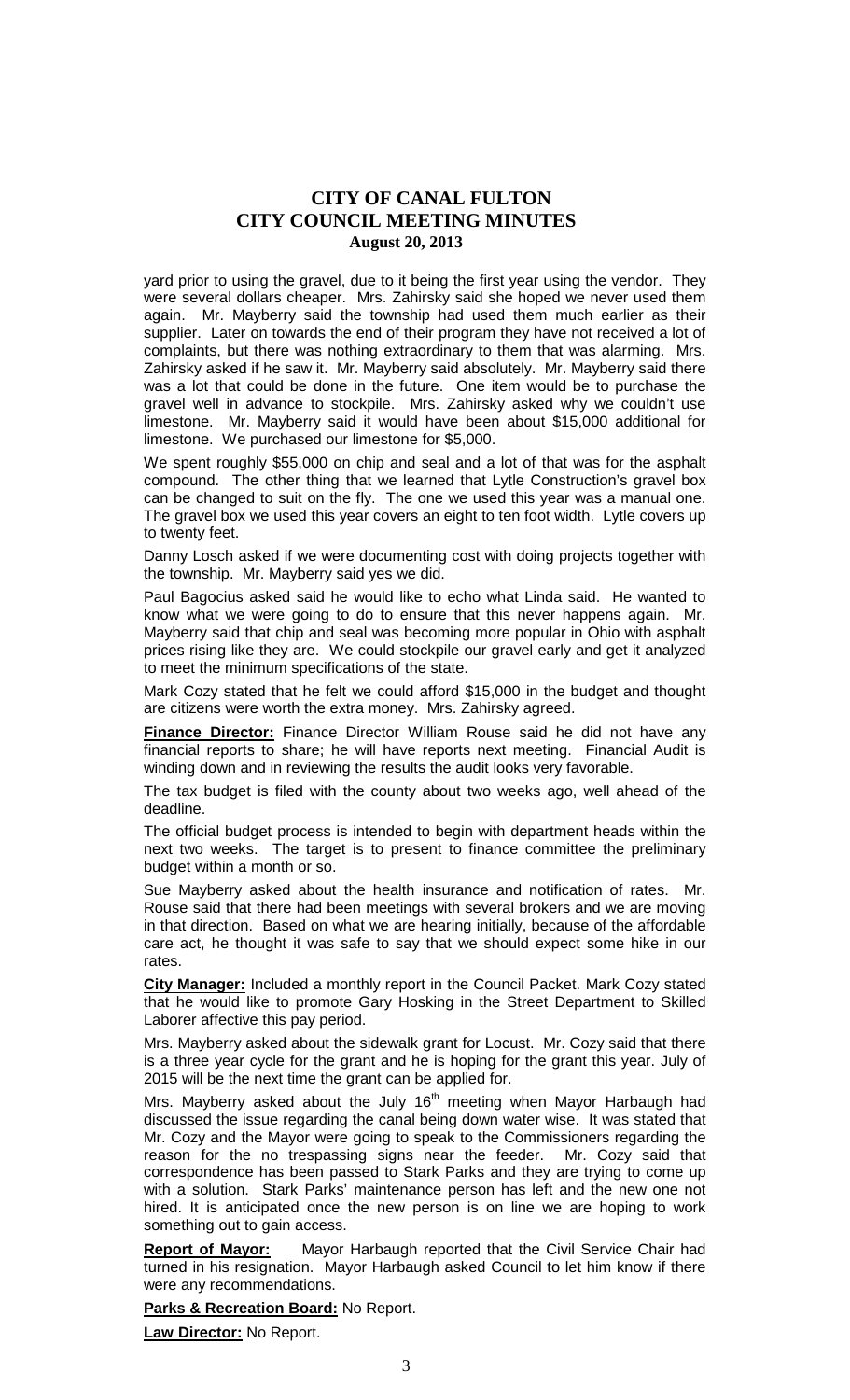yard prior to using the gravel, due to it being the first year using the vendor. They were several dollars cheaper. Mrs. Zahirsky said she hoped we never used them again. Mr. Mayberry said the township had used them much earlier as their supplier. Later on towards the end of their program they have not received a lot of complaints, but there was nothing extraordinary to them that was alarming. Mrs. Zahirsky asked if he saw it. Mr. Mayberry said absolutely. Mr. Mayberry said there was a lot that could be done in the future. One item would be to purchase the gravel well in advance to stockpile. Mrs. Zahirsky asked why we couldn't use limestone. Mr. Mayberry said it would have been about $15,000 additional for limestone. We purchased our limestone for $5,000.

We spent roughly $55,000 on chip and seal and a lot of that was for the asphalt compound. The other thing that we learned that Lytle Construction's gravel box can be changed to suit on the fly. The one we used this year was a manual one. The gravel box we used this year covers an eight to ten foot width. Lytle covers up to twenty feet.

Danny Losch asked if we were documenting cost with doing projects together with the township. Mr. Mayberry said yes we did.

Paul Bagocius asked said he would like to echo what Linda said. He wanted to know what we were going to do to ensure that this never happens again. Mr. Mayberry said that chip and seal was becoming more popular in Ohio with asphalt prices rising like they are. We could stockpile our gravel early and get it analyzed to meet the minimum specifications of the state.

Mark Cozy stated that he felt we could afford $15,000 in the budget and thought are citizens were worth the extra money. Mrs. Zahirsky agreed.

**Finance Director:** Finance Director William Rouse said he did not have any financial reports to share; he will have reports next meeting. Financial Audit is winding down and in reviewing the results the audit looks very favorable.

The tax budget is filed with the county about two weeks ago, well ahead of the deadline.

The official budget process is intended to begin with department heads within the next two weeks. The target is to present to finance committee the preliminary budget within a month or so.

Sue Mayberry asked about the health insurance and notification of rates. Mr. Rouse said that there had been meetings with several brokers and we are moving in that direction. Based on what we are hearing initially, because of the affordable care act, he thought it was safe to say that we should expect some hike in our rates.

**City Manager:** Included a monthly report in the Council Packet. Mark Cozy stated that he would like to promote Gary Hosking in the Street Department to Skilled Laborer affective this pay period.

Mrs. Mayberry asked about the sidewalk grant for Locust. Mr. Cozy said that there is a three year cycle for the grant and he is hoping for the grant this year. July of 2015 will be the next time the grant can be applied for.

Mrs. Mayberry asked about the July 16th meeting when Mayor Harbaugh had discussed the issue regarding the canal being down water wise. It was stated that Mr. Cozy and the Mayor were going to speak to the Commissioners regarding the reason for the no trespassing signs near the feeder. Mr. Cozy said that correspondence has been passed to Stark Parks and they are trying to come up with a solution. Stark Parks' maintenance person has left and the new one not hired. It is anticipated once the new person is on line we are hoping to work something out to gain access.

**Report of Mayor:** Mayor Harbaugh reported that the Civil Service Chair had turned in his resignation. Mayor Harbaugh asked Council to let him know if there were any recommendations.

**Parks & Recreation Board:** No Report.

**Law Director:** No Report.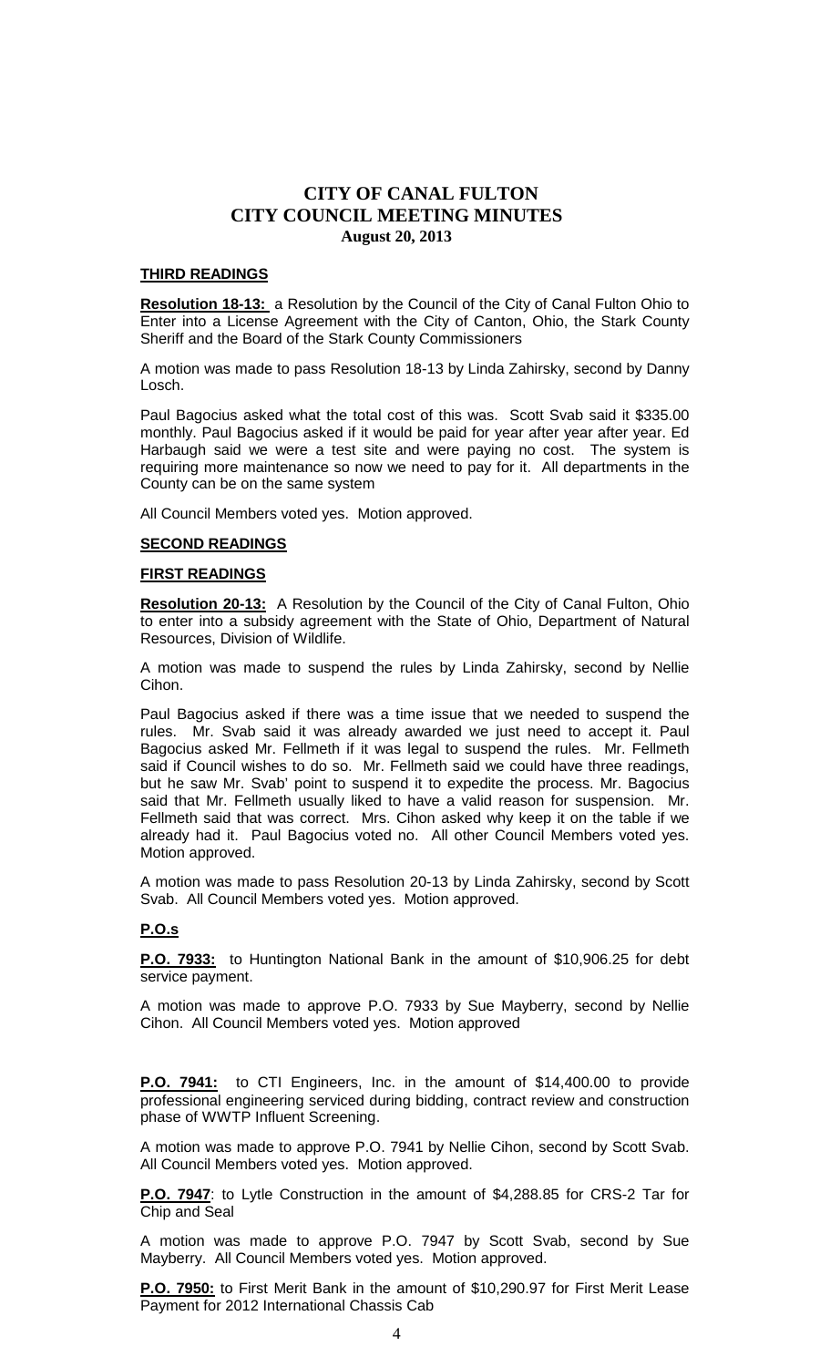# CITY OF CANAL FULTON
# CITY COUNCIL MEETING MINUTES
**August 20, 2013**

**THIRD READINGS**

**Resolution 18-13:** a Resolution by the Council of the City of Canal Fulton Ohio to Enter into a License Agreement with the City of Canton, Ohio, the Stark County Sheriff and the Board of the Stark County Commissioners

A motion was made to pass Resolution 18-13 by Linda Zahirsky, second by Danny Losch.

Paul Bagocius asked what the total cost of this was. Scott Svab said it $335.00 monthly. Paul Bagocius asked if it would be paid for year after year after year. Ed Harbaugh said we were a test site and were paying no cost. The system is requiring more maintenance so now we need to pay for it. All departments in the County can be on the same system

All Council Members voted yes. Motion approved.

**SECOND READINGS**

**FIRST READINGS**

**Resolution 20-13:** A Resolution by the Council of the City of Canal Fulton, Ohio to enter into a subsidy agreement with the State of Ohio, Department of Natural Resources, Division of Wildlife.

A motion was made to suspend the rules by Linda Zahirsky, second by Nellie Cihon.

Paul Bagocius asked if there was a time issue that we needed to suspend the rules. Mr. Svab said it was already awarded we just need to accept it. Paul Bagocius asked Mr. Fellmeth if it was legal to suspend the rules. Mr. Fellmeth said if Council wishes to do so. Mr. Fellmeth said we could have three readings, but he saw Mr. Svab' point to suspend it to expedite the process. Mr. Bagocius said that Mr. Fellmeth usually liked to have a valid reason for suspension. Mr. Fellmeth said that was correct. Mrs. Cihon asked why keep it on the table if we already had it. Paul Bagocius voted no. All other Council Members voted yes. Motion approved.

A motion was made to pass Resolution 20-13 by Linda Zahirsky, second by Scott Svab. All Council Members voted yes. Motion approved.

**P.O.s**

**P.O. 7933:** to Huntington National Bank in the amount of $10,906.25 for debt service payment.

A motion was made to approve P.O. 7933 by Sue Mayberry, second by Nellie Cihon. All Council Members voted yes. Motion approved

**P.O. 7941:** to CTI Engineers, Inc. in the amount of $14,400.00 to provide professional engineering serviced during bidding, contract review and construction phase of WWTP Influent Screening.

A motion was made to approve P.O. 7941 by Nellie Cihon, second by Scott Svab. All Council Members voted yes. Motion approved.

**P.O. 7947**: to Lytle Construction in the amount of $4,288.85 for CRS-2 Tar for Chip and Seal

A motion was made to approve P.O. 7947 by Scott Svab, second by Sue Mayberry. All Council Members voted yes. Motion approved.

**P.O. 7950:** to First Merit Bank in the amount of $10,290.97 for First Merit Lease Payment for 2012 International Chassis Cab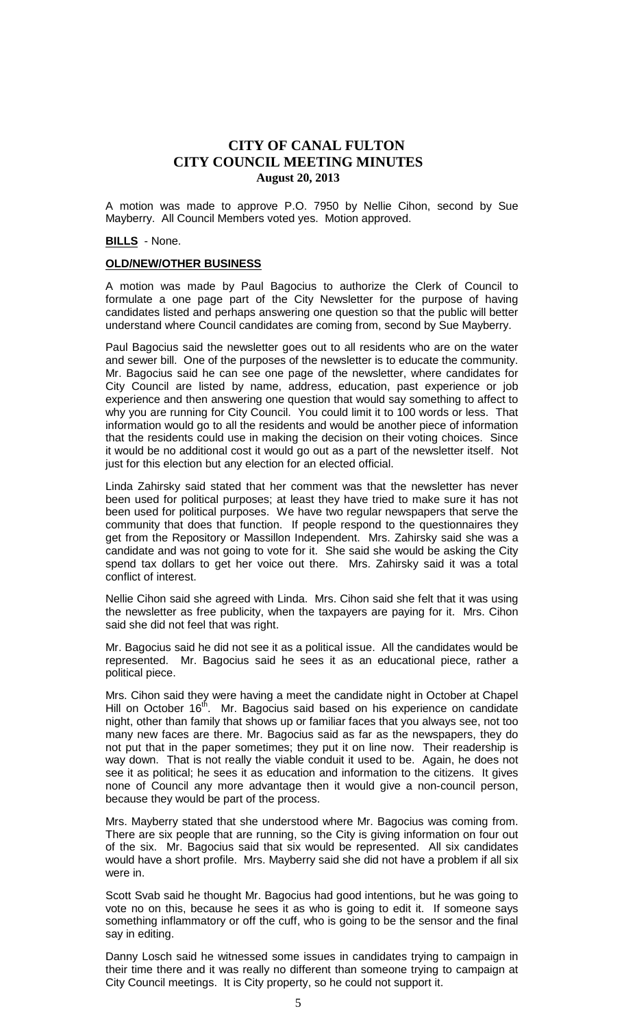# CITY OF CANAL FULTON
# CITY COUNCIL MEETING MINUTES
**August 20, 2013**

A motion was made to approve P.O. 7950 by Nellie Cihon, second by Sue Mayberry. All Council Members voted yes. Motion approved.

**BILLS** - None.

**OLD/NEW/OTHER BUSINESS**

A motion was made by Paul Bagocius to authorize the Clerk of Council to formulate a one page part of the City Newsletter for the purpose of having candidates listed and perhaps answering one question so that the public will better understand where Council candidates are coming from, second by Sue Mayberry.

Paul Bagocius said the newsletter goes out to all residents who are on the water and sewer bill. One of the purposes of the newsletter is to educate the community. Mr. Bagocius said he can see one page of the newsletter, where candidates for City Council are listed by name, address, education, past experience or job experience and then answering one question that would say something to affect to why you are running for City Council. You could limit it to 100 words or less. That information would go to all the residents and would be another piece of information that the residents could use in making the decision on their voting choices. Since it would be no additional cost it would go out as a part of the newsletter itself. Not just for this election but any election for an elected official.

Linda Zahirsky said stated that her comment was that the newsletter has never been used for political purposes; at least they have tried to make sure it has not been used for political purposes. We have two regular newspapers that serve the community that does that function. If people respond to the questionnaires they get from the Repository or Massillon Independent. Mrs. Zahirsky said she was a candidate and was not going to vote for it. She said she would be asking the City spend tax dollars to get her voice out there. Mrs. Zahirsky said it was a total conflict of interest.

Nellie Cihon said she agreed with Linda. Mrs. Cihon said she felt that it was using the newsletter as free publicity, when the taxpayers are paying for it. Mrs. Cihon said she did not feel that was right.

Mr. Bagocius said he did not see it as a political issue. All the candidates would be represented. Mr. Bagocius said he sees it as an educational piece, rather a political piece.

Mrs. Cihon said they were having a meet the candidate night in October at Chapel Hill on October 16th. Mr. Bagocius said based on his experience on candidate night, other than family that shows up or familiar faces that you always see, not too many new faces are there. Mr. Bagocius said as far as the newspapers, they do not put that in the paper sometimes; they put it on line now. Their readership is way down. That is not really the viable conduit it used to be. Again, he does not see it as political; he sees it as education and information to the citizens. It gives none of Council any more advantage then it would give a non-council person, because they would be part of the process.

Mrs. Mayberry stated that she understood where Mr. Bagocius was coming from. There are six people that are running, so the City is giving information on four out of the six. Mr. Bagocius said that six would be represented. All six candidates would have a short profile. Mrs. Mayberry said she did not have a problem if all six were in.

Scott Svab said he thought Mr. Bagocius had good intentions, but he was going to vote no on this, because he sees it as who is going to edit it. If someone says something inflammatory or off the cuff, who is going to be the sensor and the final say in editing.

Danny Losch said he witnessed some issues in candidates trying to campaign in their time there and it was really no different than someone trying to campaign at City Council meetings. It is City property, so he could not support it.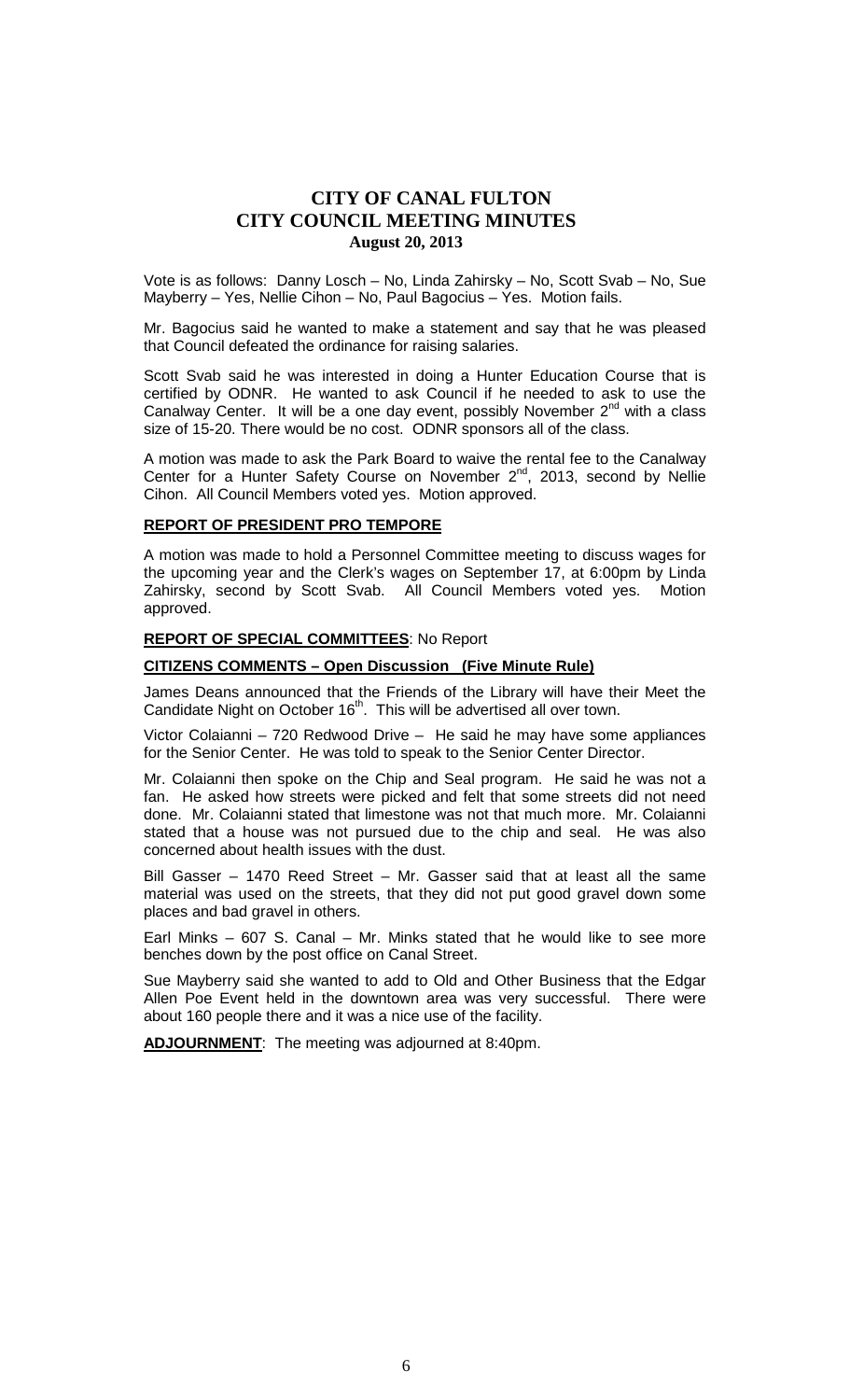# CITY OF CANAL FULTON
# CITY COUNCIL MEETING MINUTES
**August 20, 2013**

Vote is as follows: Danny Losch – No, Linda Zahirsky – No, Scott Svab – No, Sue Mayberry – Yes, Nellie Cihon – No, Paul Bagocius – Yes. Motion fails.

Mr. Bagocius said he wanted to make a statement and say that he was pleased that Council defeated the ordinance for raising salaries.

Scott Svab said he was interested in doing a Hunter Education Course that is certified by ODNR. He wanted to ask Council if he needed to ask to use the Canalway Center. It will be a one day event, possibly November 2nd with a class size of 15-20. There would be no cost. ODNR sponsors all of the class.

A motion was made to ask the Park Board to waive the rental fee to the Canalway Center for a Hunter Safety Course on November 2nd, 2013, second by Nellie Cihon. All Council Members voted yes. Motion approved.

**REPORT OF PRESIDENT PRO TEMPORE**

A motion was made to hold a Personnel Committee meeting to discuss wages for the upcoming year and the Clerk's wages on September 17, at 6:00pm by Linda Zahirsky, second by Scott Svab. All Council Members voted yes. Motion approved.

**REPORT OF SPECIAL COMMITTEES**: No Report

**CITIZENS COMMENTS – Open Discussion (Five Minute Rule)**

James Deans announced that the Friends of the Library will have their Meet the Candidate Night on October 16th. This will be advertised all over town.

Victor Colaianni – 720 Redwood Drive – He said he may have some appliances for the Senior Center. He was told to speak to the Senior Center Director.

Mr. Colaianni then spoke on the Chip and Seal program. He said he was not a fan. He asked how streets were picked and felt that some streets did not need done. Mr. Colaianni stated that limestone was not that much more. Mr. Colaianni stated that a house was not pursued due to the chip and seal. He was also concerned about health issues with the dust.

Bill Gasser – 1470 Reed Street – Mr. Gasser said that at least all the same material was used on the streets, that they did not put good gravel down some places and bad gravel in others.

Earl Minks – 607 S. Canal – Mr. Minks stated that he would like to see more benches down by the post office on Canal Street.

Sue Mayberry said she wanted to add to Old and Other Business that the Edgar Allen Poe Event held in the downtown area was very successful. There were about 160 people there and it was a nice use of the facility.

**ADJOURNMENT**: The meeting was adjourned at 8:40pm.